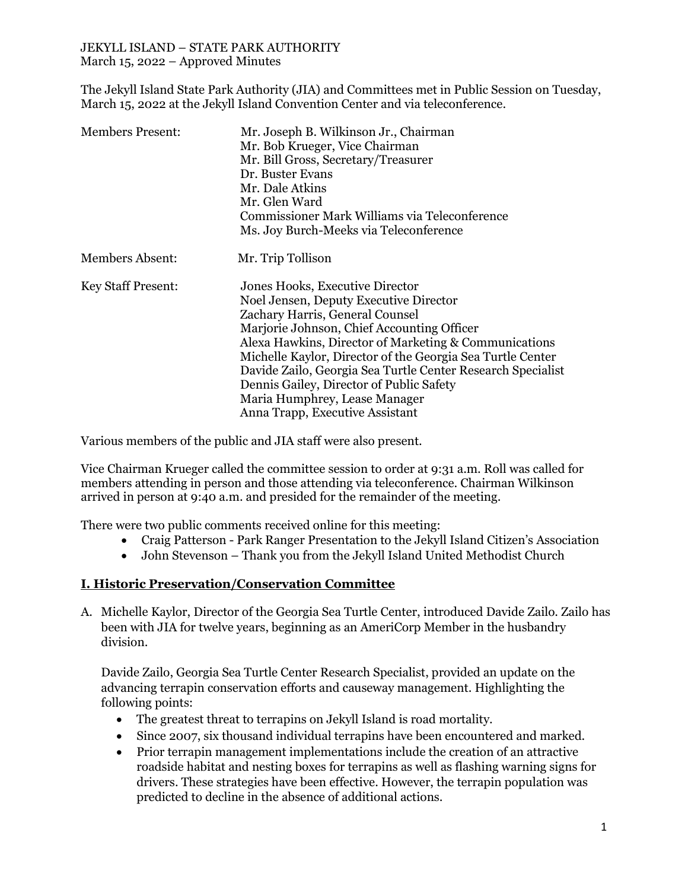JEKYLL ISLAND – STATE PARK AUTHORITY
March 15, 2022 – Approved Minutes

The Jekyll Island State Park Authority (JIA) and Committees met in Public Session on Tuesday, March 15, 2022 at the Jekyll Island Convention Center and via teleconference.

| | |
|---|---|
| Members Present: | Mr. Joseph B. Wilkinson Jr., Chairman |
| | Mr. Bob Krueger, Vice Chairman |
| | Mr. Bill Gross, Secretary/Treasurer |
| | Dr. Buster Evans |
| | Mr. Dale Atkins |
| | Mr. Glen Ward |
| | Commissioner Mark Williams via Teleconference |
| | Ms. Joy Burch-Meeks via Teleconference |
| Members Absent: | Mr. Trip Tollison |
| Key Staff Present: | Jones Hooks, Executive Director |
| | Noel Jensen, Deputy Executive Director |
| | Zachary Harris, General Counsel |
| | Marjorie Johnson, Chief Accounting Officer |
| | Alexa Hawkins, Director of Marketing & Communications |
| | Michelle Kaylor, Director of the Georgia Sea Turtle Center |
| | Davide Zailo, Georgia Sea Turtle Center Research Specialist |
| | Dennis Gailey, Director of Public Safety |
| | Maria Humphrey, Lease Manager |
| | Anna Trapp, Executive Assistant |

Various members of the public and JIA staff were also present.

Vice Chairman Krueger called the committee session to order at 9:31 a.m. Roll was called for members attending in person and those attending via teleconference. Chairman Wilkinson arrived in person at 9:40 a.m. and presided for the remainder of the meeting.

There were two public comments received online for this meeting:

- Craig Patterson - Park Ranger Presentation to the Jekyll Island Citizen's Association
- John Stevenson – Thank you from the Jekyll Island United Methodist Church

## I. Historic Preservation/Conservation Committee

A. Michelle Kaylor, Director of the Georgia Sea Turtle Center, introduced Davide Zailo. Zailo has been with JIA for twelve years, beginning as an AmeriCorp Member in the husbandry division.

Davide Zailo, Georgia Sea Turtle Center Research Specialist, provided an update on the advancing terrapin conservation efforts and causeway management. Highlighting the following points:

- The greatest threat to terrapins on Jekyll Island is road mortality.
- Since 2007, six thousand individual terrapins have been encountered and marked.
- Prior terrapin management implementations include the creation of an attractive roadside habitat and nesting boxes for terrapins as well as flashing warning signs for drivers. These strategies have been effective. However, the terrapin population was predicted to decline in the absence of additional actions.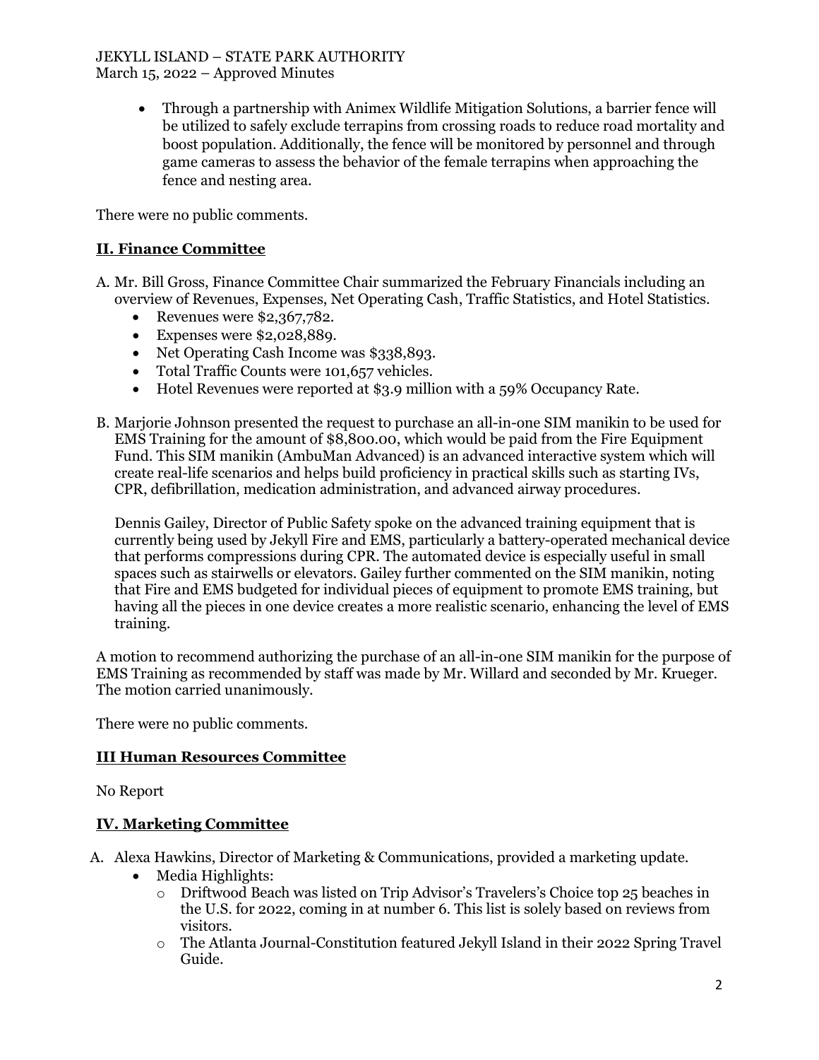- Through a partnership with Animex Wildlife Mitigation Solutions, a barrier fence will be utilized to safely exclude terrapins from crossing roads to reduce road mortality and boost population. Additionally, the fence will be monitored by personnel and through game cameras to assess the behavior of the female terrapins when approaching the fence and nesting area.

There were no public comments.

## II. Finance Committee

A. Mr. Bill Gross, Finance Committee Chair summarized the February Financials including an overview of Revenues, Expenses, Net Operating Cash, Traffic Statistics, and Hotel Statistics.
   - Revenues were $2,367,782.
   - Expenses were $2,028,889.
   - Net Operating Cash Income was $338,893.
   - Total Traffic Counts were 101,657 vehicles.
   - Hotel Revenues were reported at $3.9 million with a 59% Occupancy Rate.

B. Marjorie Johnson presented the request to purchase an all-in-one SIM manikin to be used for EMS Training for the amount of $8,800.00, which would be paid from the Fire Equipment Fund. This SIM manikin (AmbuMan Advanced) is an advanced interactive system which will create real-life scenarios and helps build proficiency in practical skills such as starting IVs, CPR, defibrillation, medication administration, and advanced airway procedures.

   Dennis Gailey, Director of Public Safety spoke on the advanced training equipment that is currently being used by Jekyll Fire and EMS, particularly a battery-operated mechanical device that performs compressions during CPR. The automated device is especially useful in small spaces such as stairwells or elevators. Gailey further commented on the SIM manikin, noting that Fire and EMS budgeted for individual pieces of equipment to promote EMS training, but having all the pieces in one device creates a more realistic scenario, enhancing the level of EMS training.

A motion to recommend authorizing the purchase of an all-in-one SIM manikin for the purpose of EMS Training as recommended by staff was made by Mr. Willard and seconded by Mr. Krueger. The motion carried unanimously.

There were no public comments.

## III Human Resources Committee

No Report

## IV. Marketing Committee

A. Alexa Hawkins, Director of Marketing & Communications, provided a marketing update.
   - Media Highlights:
     - Driftwood Beach was listed on Trip Advisor's Travelers's Choice top 25 beaches in the U.S. for 2022, coming in at number 6. This list is solely based on reviews from visitors.
     - The Atlanta Journal-Constitution featured Jekyll Island in their 2022 Spring Travel Guide.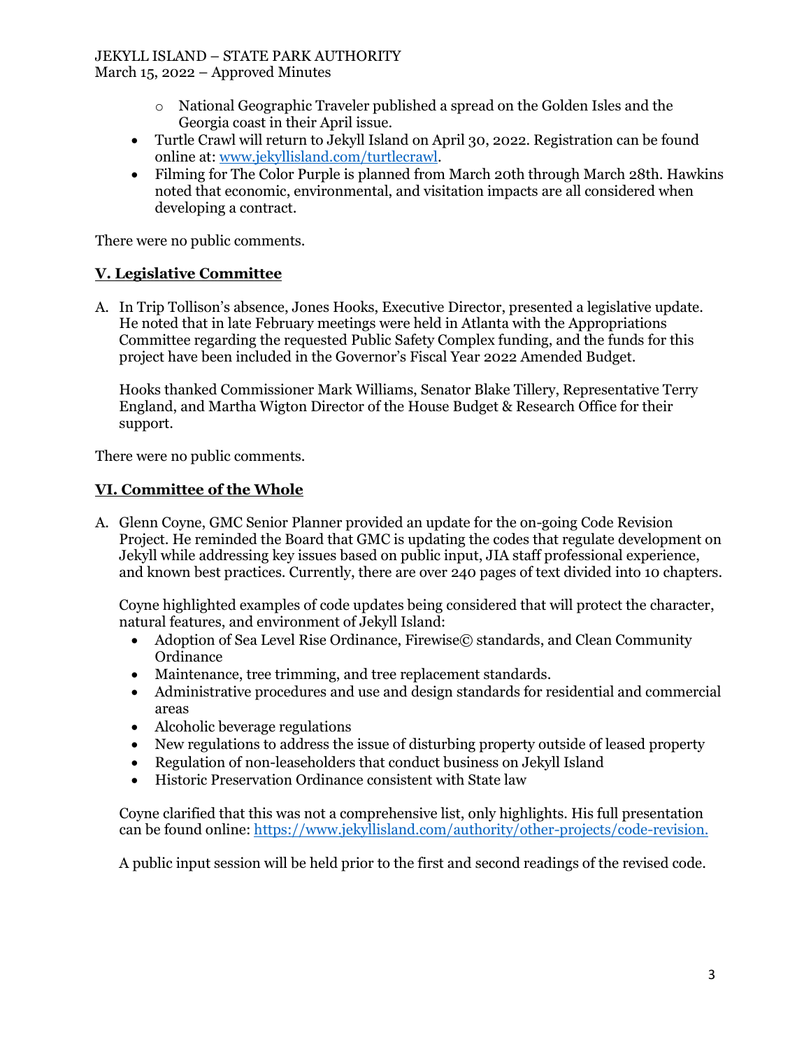- National Geographic Traveler published a spread on the Golden Isles and the Georgia coast in their April issue.
- Turtle Crawl will return to Jekyll Island on April 30, 2022. Registration can be found online at: [www.jekyllisland.com/turtlecrawl](http://www.jekyllisland.com/turtlecrawl).
- Filming for The Color Purple is planned from March 20th through March 28th. Hawkins noted that economic, environmental, and visitation impacts are all considered when developing a contract.

There were no public comments.

## V. Legislative Committee

A. In Trip Tollison's absence, Jones Hooks, Executive Director, presented a legislative update. He noted that in late February meetings were held in Atlanta with the Appropriations Committee regarding the requested Public Safety Complex funding, and the funds for this project have been included in the Governor's Fiscal Year 2022 Amended Budget.

Hooks thanked Commissioner Mark Williams, Senator Blake Tillery, Representative Terry England, and Martha Wigton Director of the House Budget & Research Office for their support.

There were no public comments.

## VI. Committee of the Whole

A. Glenn Coyne, GMC Senior Planner provided an update for the on-going Code Revision Project. He reminded the Board that GMC is updating the codes that regulate development on Jekyll while addressing key issues based on public input, JIA staff professional experience, and known best practices. Currently, there are over 240 pages of text divided into 10 chapters.

Coyne highlighted examples of code updates being considered that will protect the character, natural features, and environment of Jekyll Island:

- Adoption of Sea Level Rise Ordinance, Firewise© standards, and Clean Community Ordinance
- Maintenance, tree trimming, and tree replacement standards.
- Administrative procedures and use and design standards for residential and commercial areas
- Alcoholic beverage regulations
- New regulations to address the issue of disturbing property outside of leased property
- Regulation of non-leaseholders that conduct business on Jekyll Island
- Historic Preservation Ordinance consistent with State law

Coyne clarified that this was not a comprehensive list, only highlights. His full presentation can be found online: [https://www.jekyllisland.com/authority/other-projects/code-revision.](https://www.jekyllisland.com/authority/other-projects/code-revision)

A public input session will be held prior to the first and second readings of the revised code.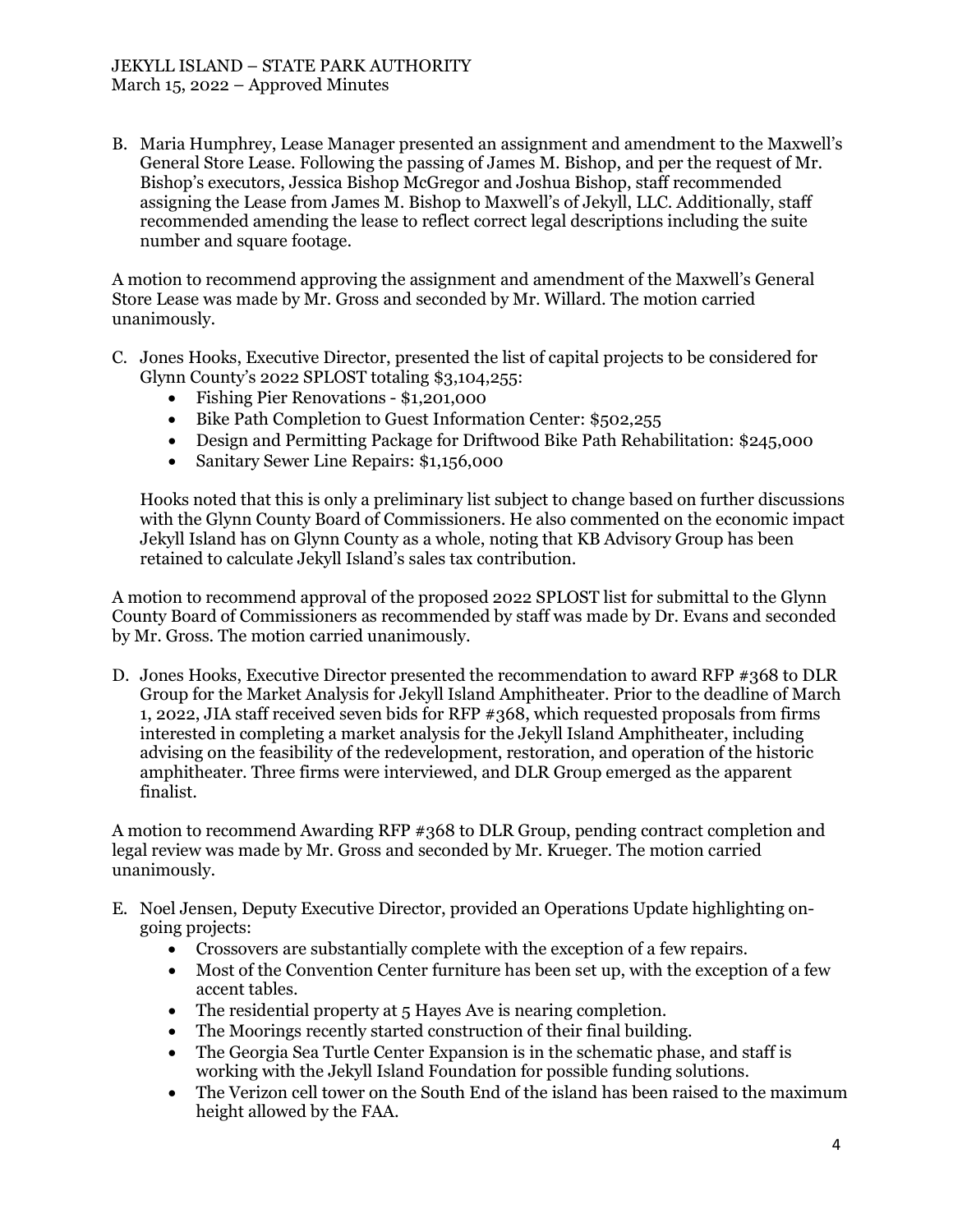B. Maria Humphrey, Lease Manager presented an assignment and amendment to the Maxwell's General Store Lease. Following the passing of James M. Bishop, and per the request of Mr. Bishop's executors, Jessica Bishop McGregor and Joshua Bishop, staff recommended assigning the Lease from James M. Bishop to Maxwell's of Jekyll, LLC. Additionally, staff recommended amending the lease to reflect correct legal descriptions including the suite number and square footage.

A motion to recommend approving the assignment and amendment of the Maxwell's General Store Lease was made by Mr. Gross and seconded by Mr. Willard. The motion carried unanimously.

C. Jones Hooks, Executive Director, presented the list of capital projects to be considered for Glynn County's 2022 SPLOST totaling $3,104,255:
   - Fishing Pier Renovations - $1,201,000
   - Bike Path Completion to Guest Information Center: $502,255
   - Design and Permitting Package for Driftwood Bike Path Rehabilitation: $245,000
   - Sanitary Sewer Line Repairs: $1,156,000

   Hooks noted that this is only a preliminary list subject to change based on further discussions with the Glynn County Board of Commissioners. He also commented on the economic impact Jekyll Island has on Glynn County as a whole, noting that KB Advisory Group has been retained to calculate Jekyll Island's sales tax contribution.

A motion to recommend approval of the proposed 2022 SPLOST list for submittal to the Glynn County Board of Commissioners as recommended by staff was made by Dr. Evans and seconded by Mr. Gross. The motion carried unanimously.

D. Jones Hooks, Executive Director presented the recommendation to award RFP #368 to DLR Group for the Market Analysis for Jekyll Island Amphitheater. Prior to the deadline of March 1, 2022, JIA staff received seven bids for RFP #368, which requested proposals from firms interested in completing a market analysis for the Jekyll Island Amphitheater, including advising on the feasibility of the redevelopment, restoration, and operation of the historic amphitheater. Three firms were interviewed, and DLR Group emerged as the apparent finalist.

A motion to recommend Awarding RFP #368 to DLR Group, pending contract completion and legal review was made by Mr. Gross and seconded by Mr. Krueger. The motion carried unanimously.

E. Noel Jensen, Deputy Executive Director, provided an Operations Update highlighting on-going projects:
   - Crossovers are substantially complete with the exception of a few repairs.
   - Most of the Convention Center furniture has been set up, with the exception of a few accent tables.
   - The residential property at 5 Hayes Ave is nearing completion.
   - The Moorings recently started construction of their final building.
   - The Georgia Sea Turtle Center Expansion is in the schematic phase, and staff is working with the Jekyll Island Foundation for possible funding solutions.
   - The Verizon cell tower on the South End of the island has been raised to the maximum height allowed by the FAA.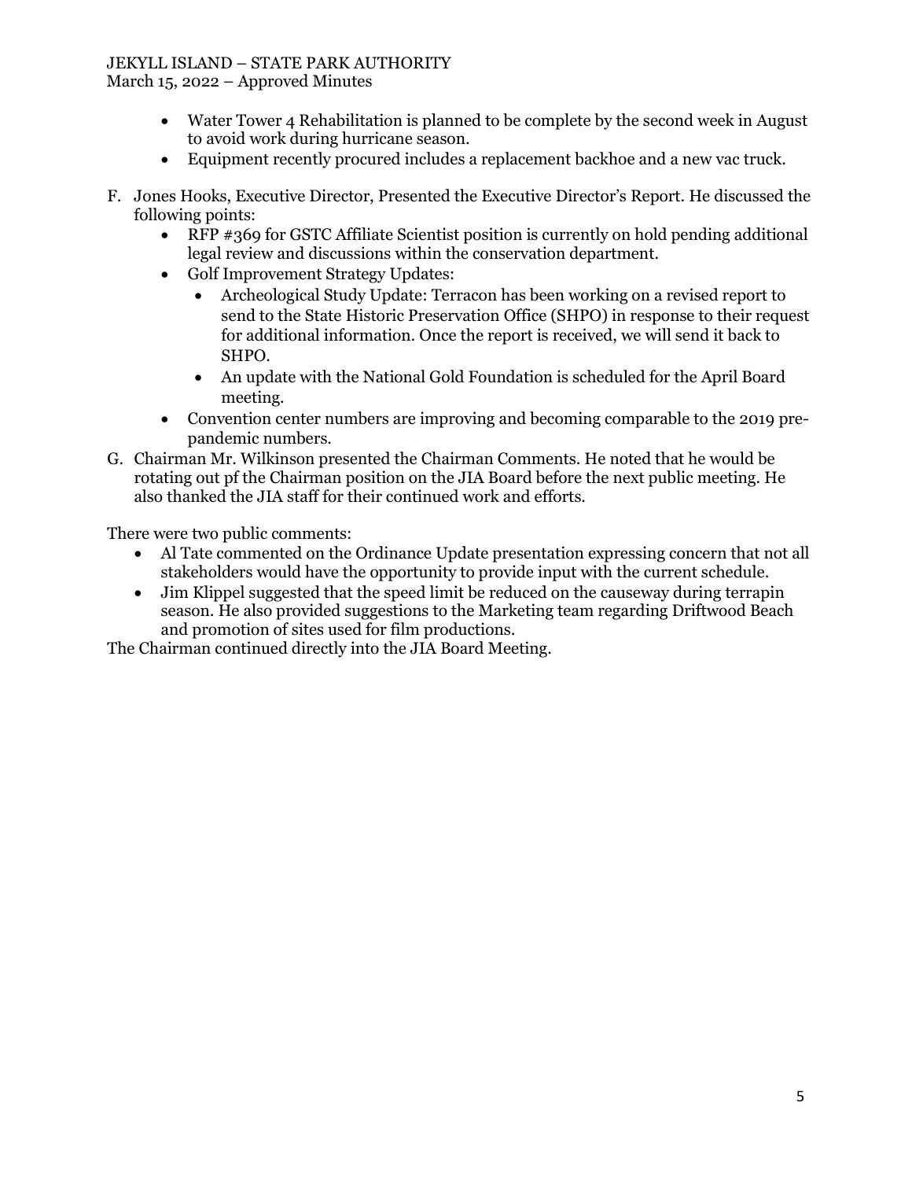- Water Tower 4 Rehabilitation is planned to be complete by the second week in August to avoid work during hurricane season.
- Equipment recently procured includes a replacement backhoe and a new vac truck.

F. Jones Hooks, Executive Director, Presented the Executive Director's Report. He discussed the following points:
   - RFP #369 for GSTC Affiliate Scientist position is currently on hold pending additional legal review and discussions within the conservation department.
   - Golf Improvement Strategy Updates:
     - Archeological Study Update: Terracon has been working on a revised report to send to the State Historic Preservation Office (SHPO) in response to their request for additional information. Once the report is received, we will send it back to SHPO.
     - An update with the National Gold Foundation is scheduled for the April Board meeting.
   - Convention center numbers are improving and becoming comparable to the 2019 pre-pandemic numbers.

G. Chairman Mr. Wilkinson presented the Chairman Comments. He noted that he would be rotating out pf the Chairman position on the JIA Board before the next public meeting. He also thanked the JIA staff for their continued work and efforts.

There were two public comments:

- Al Tate commented on the Ordinance Update presentation expressing concern that not all stakeholders would have the opportunity to provide input with the current schedule.
- Jim Klippel suggested that the speed limit be reduced on the causeway during terrapin season. He also provided suggestions to the Marketing team regarding Driftwood Beach and promotion of sites used for film productions.

The Chairman continued directly into the JIA Board Meeting.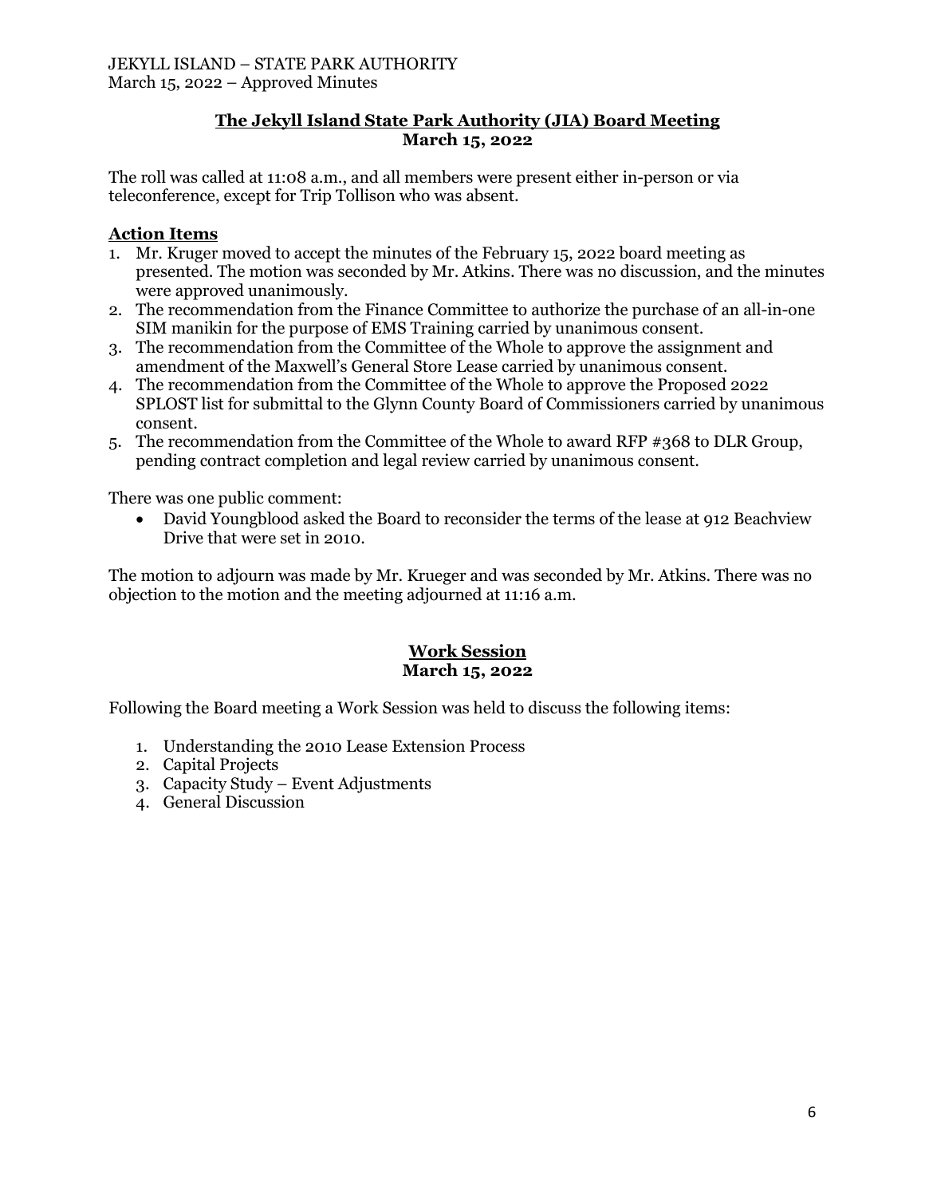JEKYLL ISLAND – STATE PARK AUTHORITY
March 15, 2022 – Approved Minutes

## The Jekyll Island State Park Authority (JIA) Board Meeting
**March 15, 2022**

The roll was called at 11:08 a.m., and all members were present either in-person or via teleconference, except for Trip Tollison who was absent.

### Action Items

1. Mr. Kruger moved to accept the minutes of the February 15, 2022 board meeting as presented. The motion was seconded by Mr. Atkins. There was no discussion, and the minutes were approved unanimously.
2. The recommendation from the Finance Committee to authorize the purchase of an all-in-one SIM manikin for the purpose of EMS Training carried by unanimous consent.
3. The recommendation from the Committee of the Whole to approve the assignment and amendment of the Maxwell's General Store Lease carried by unanimous consent.
4. The recommendation from the Committee of the Whole to approve the Proposed 2022 SPLOST list for submittal to the Glynn County Board of Commissioners carried by unanimous consent.
5. The recommendation from the Committee of the Whole to award RFP #368 to DLR Group, pending contract completion and legal review carried by unanimous consent.

There was one public comment:

- David Youngblood asked the Board to reconsider the terms of the lease at 912 Beachview Drive that were set in 2010.

The motion to adjourn was made by Mr. Krueger and was seconded by Mr. Atkins. There was no objection to the motion and the meeting adjourned at 11:16 a.m.

## Work Session
**March 15, 2022**

Following the Board meeting a Work Session was held to discuss the following items:

1. Understanding the 2010 Lease Extension Process
2. Capital Projects
3. Capacity Study – Event Adjustments
4. General Discussion